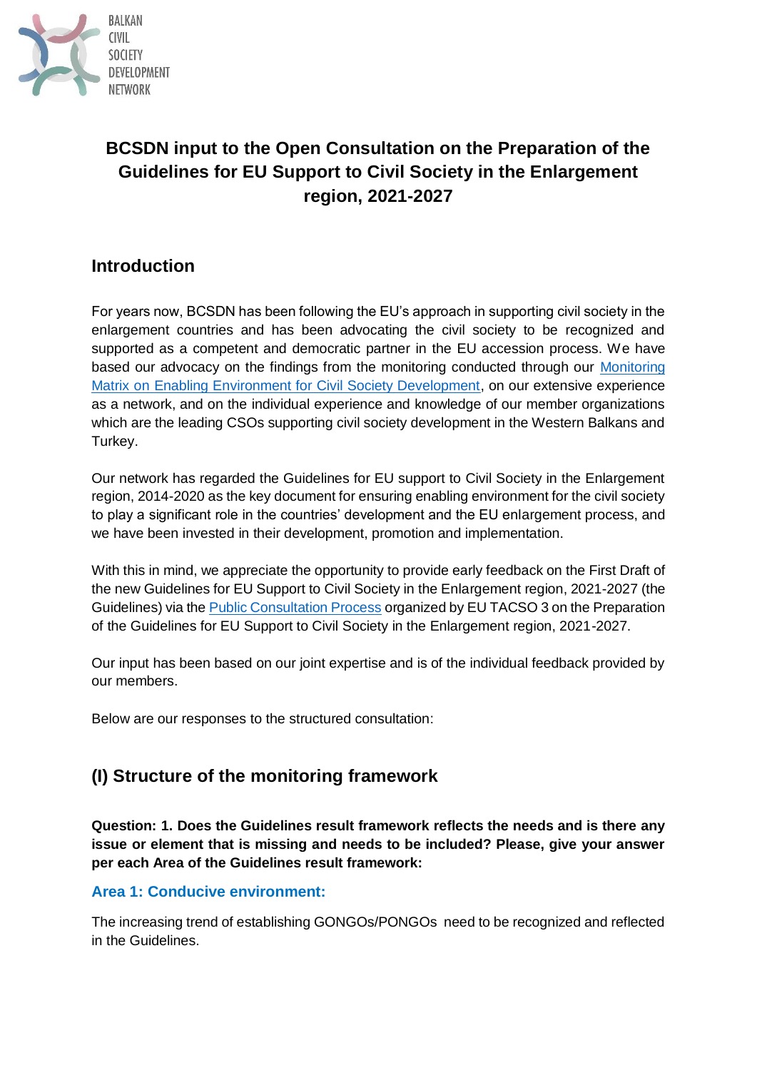BALKAN CIVIL SOCIETY DEVELOPMENT NETWORK

# BCSDN input to the Open Consultation on the Preparation of the Guidelines for EU Support to Civil Society in the Enlargement region, 2021-2027

## Introduction

For years now, BCSDN has been following the EU's approach in supporting civil society in the enlargement countries and has been advocating the civil society to be recognized and supported as a competent and democratic partner in the EU accession process. We have based our advocacy on the findings from the monitoring conducted through our Monitoring Matrix on Enabling Environment for Civil Society Development, on our extensive experience as a network, and on the individual experience and knowledge of our member organizations which are the leading CSOs supporting civil society development in the Western Balkans and Turkey.

Our network has regarded the Guidelines for EU support to Civil Society in the Enlargement region, 2014-2020 as the key document for ensuring enabling environment for the civil society to play a significant role in the countries' development and the EU enlargement process, and we have been invested in their development, promotion and implementation.

With this in mind, we appreciate the opportunity to provide early feedback on the First Draft of the new Guidelines for EU Support to Civil Society in the Enlargement region, 2021-2027 (the Guidelines) via the Public Consultation Process organized by EU TACSO 3 on the Preparation of the Guidelines for EU Support to Civil Society in the Enlargement region, 2021-2027.

Our input has been based on our joint expertise and is of the individual feedback provided by our members.

Below are our responses to the structured consultation:

## (I) Structure of the monitoring framework

**Question: 1. Does the Guidelines result framework reflects the needs and is there any issue or element that is missing and needs to be included? Please, give your answer per each Area of the Guidelines result framework:**

### Area 1: Conducive environment:

The increasing trend of establishing GONGOs/PONGOs need to be recognized and reflected in the Guidelines.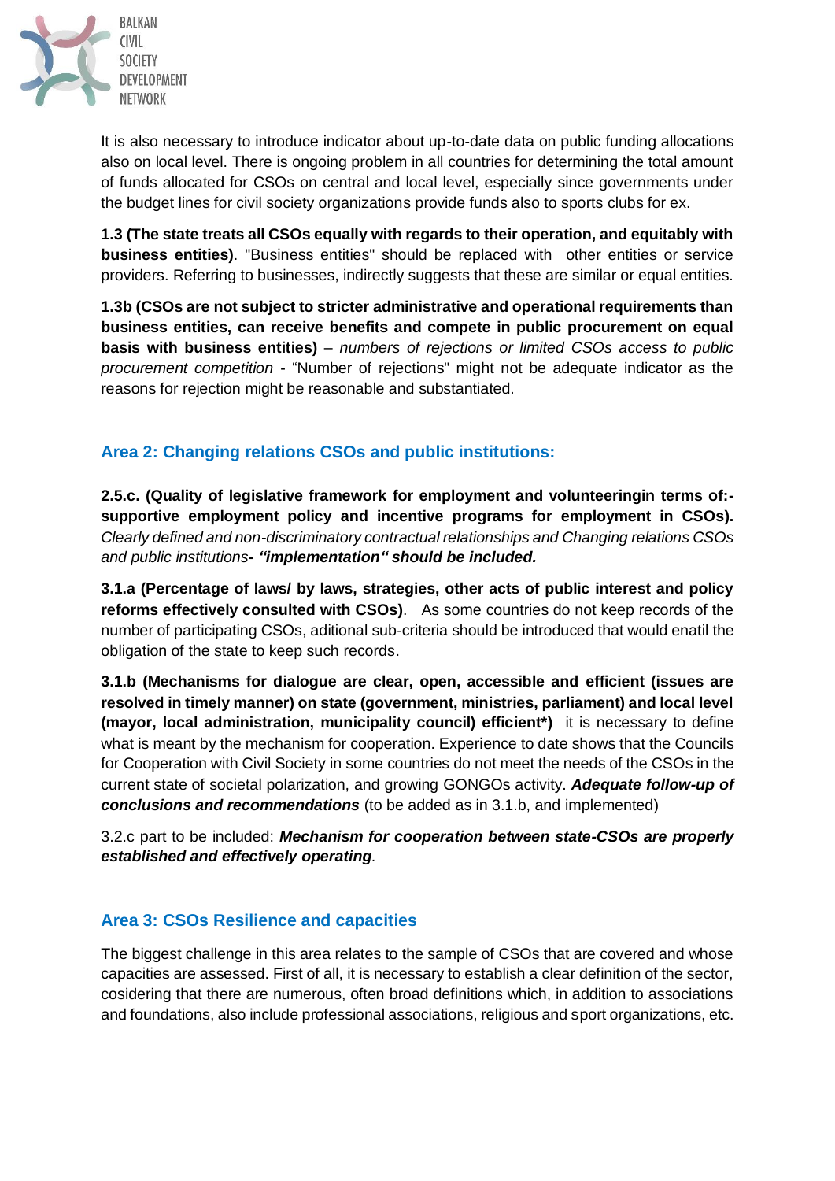It is also necessary to introduce indicator about up-to-date data on public funding allocations also on local level. There is ongoing problem in all countries for determining the total amount of funds allocated for CSOs on central and local level, especially since governments under the budget lines for civil society organizations provide funds also to sports clubs for ex.

**1.3 (The state treats all CSOs equally with regards to their operation, and equitably with business entities)**. "Business entities" should be replaced with other entities or service providers. Referring to businesses, indirectly suggests that these are similar or equal entities.

**1.3b (CSOs are not subject to stricter administrative and operational requirements than business entities, can receive benefits and compete in public procurement on equal basis with business entities)** – *numbers of rejections or limited CSOs access to public procurement competition* - "Number of rejections" might not be adequate indicator as the reasons for rejection might be reasonable and substantiated.

## Area 2: Changing relations CSOs and public institutions:

**2.5.c. (Quality of legislative framework for employment and volunteeringin terms of:- supportive employment policy and incentive programs for employment in CSOs).** *Clearly defined and non-discriminatory contractual relationships and Changing relations CSOs and public institutions**- "implementation" should be included.***

**3.1.a (Percentage of laws/ by laws, strategies, other acts of public interest and policy reforms effectively consulted with CSOs)**. As some countries do not keep records of the number of participating CSOs, aditional sub-criteria should be introduced that would enatil the obligation of the state to keep such records.

**3.1.b (Mechanisms for dialogue are clear, open, accessible and efficient (issues are resolved in timely manner) on state (government, ministries, parliament) and local level (mayor, local administration, municipality council) efficient*)** it is necessary to define what is meant by the mechanism for cooperation. Experience to date shows that the Councils for Cooperation with Civil Society in some countries do not meet the needs of the CSOs in the current state of societal polarization, and growing GONGOs activity. ***Adequate follow-up of conclusions and recommendations*** (to be added as in 3.1.b, and implemented)

3.2.c part to be included: ***Mechanism for cooperation between state-CSOs are properly established and effectively operating***.

## Area 3: CSOs Resilience and capacities

The biggest challenge in this area relates to the sample of CSOs that are covered and whose capacities are assessed. First of all, it is necessary to establish a clear definition of the sector, cosidering that there are numerous, often broad definitions which, in addition to associations and foundations, also include professional associations, religious and sport organizations, etc.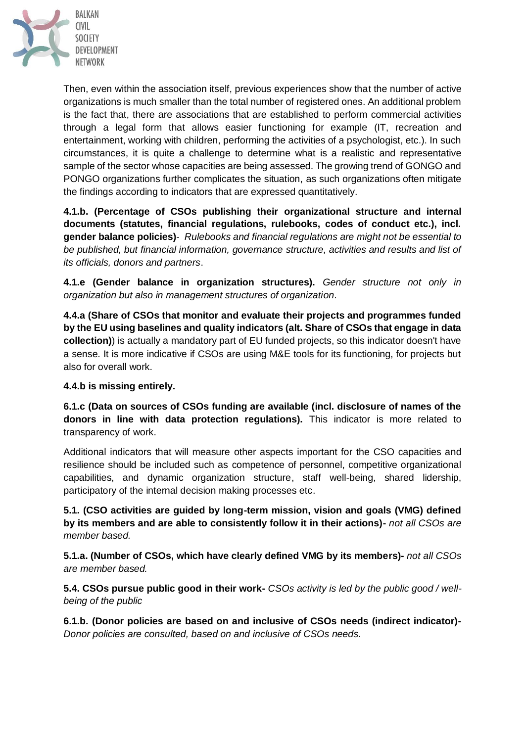Then, even within the association itself, previous experiences show that the number of active organizations is much smaller than the total number of registered ones. An additional problem is the fact that, there are associations that are established to perform commercial activities through a legal form that allows easier functioning for example (IT, recreation and entertainment, working with children, performing the activities of a psychologist, etc.). In such circumstances, it is quite a challenge to determine what is a realistic and representative sample of the sector whose capacities are being assessed. The growing trend of GONGO and PONGO organizations further complicates the situation, as such organizations often mitigate the findings according to indicators that are expressed quantitatively.

**4.1.b. (Percentage of CSOs publishing their organizational structure and internal documents (statutes, financial regulations, rulebooks, codes of conduct etc.), incl. gender balance policies)**- *Rulebooks and financial regulations are might not be essential to be published, but financial information, governance structure, activities and results and list of its officials, donors and partners*.

**4.1.e (Gender balance in organization structures).** *Gender structure not only in organization but also in management structures of organization*.

**4.4.a (Share of CSOs that monitor and evaluate their projects and programmes funded by the EU using baselines and quality indicators (alt. Share of CSOs that engage in data collection)**) is actually a mandatory part of EU funded projects, so this indicator doesn't have a sense. It is more indicative if CSOs are using M&E tools for its functioning, for projects but also for overall work.

**4.4.b is missing entirely.**

**6.1.c (Data on sources of CSOs funding are available (incl. disclosure of names of the donors in line with data protection regulations).** This indicator is more related to transparency of work.

Additional indicators that will measure other aspects important for the CSO capacities and resilience should be included such as competence of personnel, competitive organizational capabilities, and dynamic organization structure, staff well-being, shared lidership, participatory of the internal decision making processes etc.

**5.1. (CSO activities are guided by long-term mission, vision and goals (VMG) defined by its members and are able to consistently follow it in their actions)-** *not all CSOs are member based.*

**5.1.a. (Number of CSOs, which have clearly defined VMG by its members)-** *not all CSOs are member based.*

**5.4. CSOs pursue public good in their work-** *CSOs activity is led by the public good / well-being of the public*

**6.1.b. (Donor policies are based on and inclusive of CSOs needs (indirect indicator)-** *Donor policies are consulted, based on and inclusive of CSOs needs.*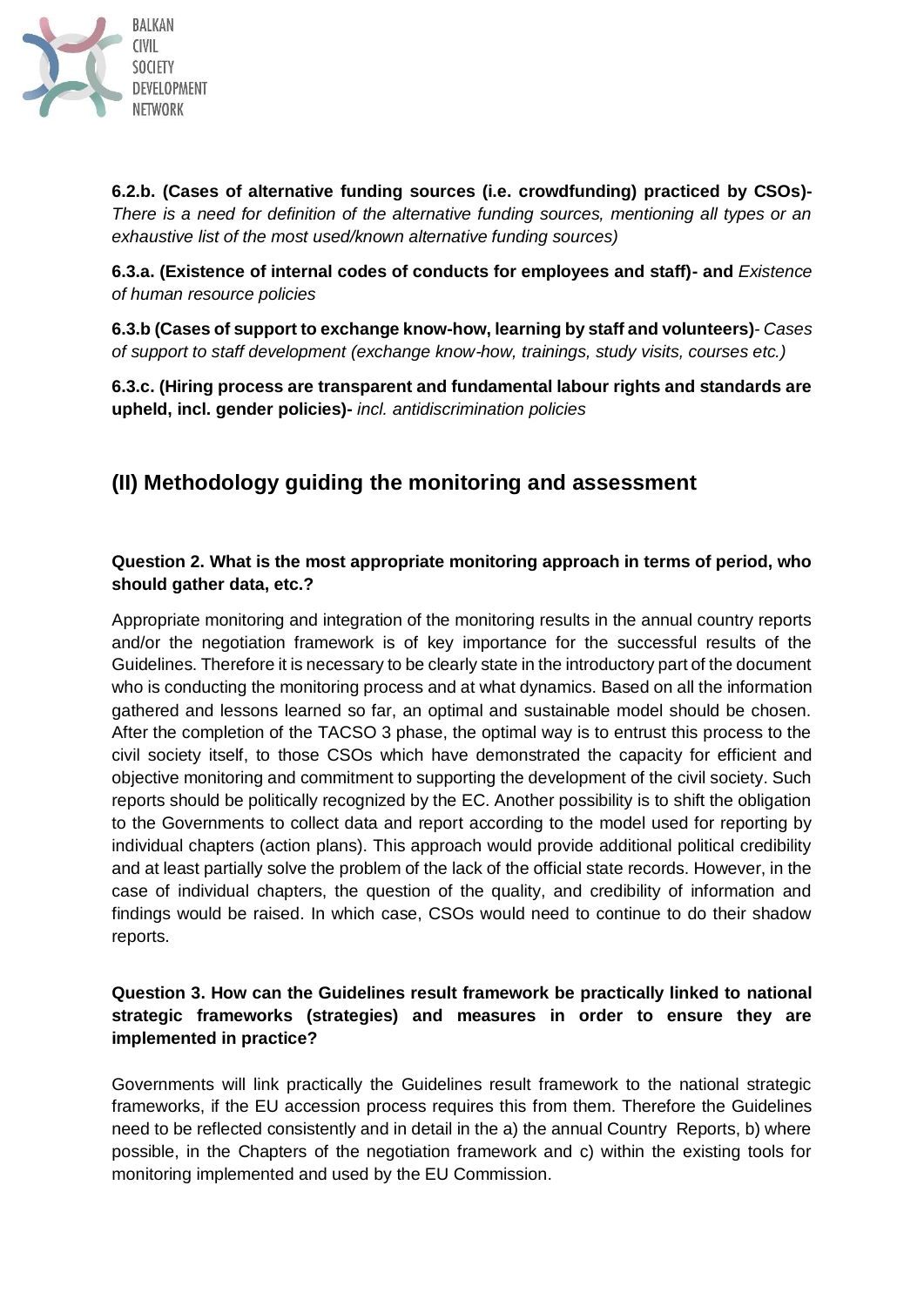**6.2.b. (Cases of alternative funding sources (i.e. crowdfunding) practiced by CSOs)-** *There is a need for definition of the alternative funding sources, mentioning all types or an exhaustive list of the most used/known alternative funding sources)*

**6.3.a. (Existence of internal codes of conducts for employees and staff)- and** *Existence of human resource policies*

**6.3.b (Cases of support to exchange know-how, learning by staff and volunteers)**- *Cases of support to staff development (exchange know-how, trainings, study visits, courses etc.)*

**6.3.c. (Hiring process are transparent and fundamental labour rights and standards are upheld, incl. gender policies)-** *incl. antidiscrimination policies*

## (II) Methodology guiding the monitoring and assessment

### Question 2. What is the most appropriate monitoring approach in terms of period, who should gather data, etc.?

Appropriate monitoring and integration of the monitoring results in the annual country reports and/or the negotiation framework is of key importance for the successful results of the Guidelines. Therefore it is necessary to be clearly state in the introductory part of the document who is conducting the monitoring process and at what dynamics. Based on all the information gathered and lessons learned so far, an optimal and sustainable model should be chosen. After the completion of the TACSO 3 phase, the optimal way is to entrust this process to the civil society itself, to those CSOs which have demonstrated the capacity for efficient and objective monitoring and commitment to supporting the development of the civil society. Such reports should be politically recognized by the EC. Another possibility is to shift the obligation to the Governments to collect data and report according to the model used for reporting by individual chapters (action plans). This approach would provide additional political credibility and at least partially solve the problem of the lack of the official state records. However, in the case of individual chapters, the question of the quality, and credibility of information and findings would be raised. In which case, CSOs would need to continue to do their shadow reports.

### Question 3. How can the Guidelines result framework be practically linked to national strategic frameworks (strategies) and measures in order to ensure they are implemented in practice?

Governments will link practically the Guidelines result framework to the national strategic frameworks, if the EU accession process requires this from them. Therefore the Guidelines need to be reflected consistently and in detail in the a) the annual Country Reports, b) where possible, in the Chapters of the negotiation framework and c) within the existing tools for monitoring implemented and used by the EU Commission.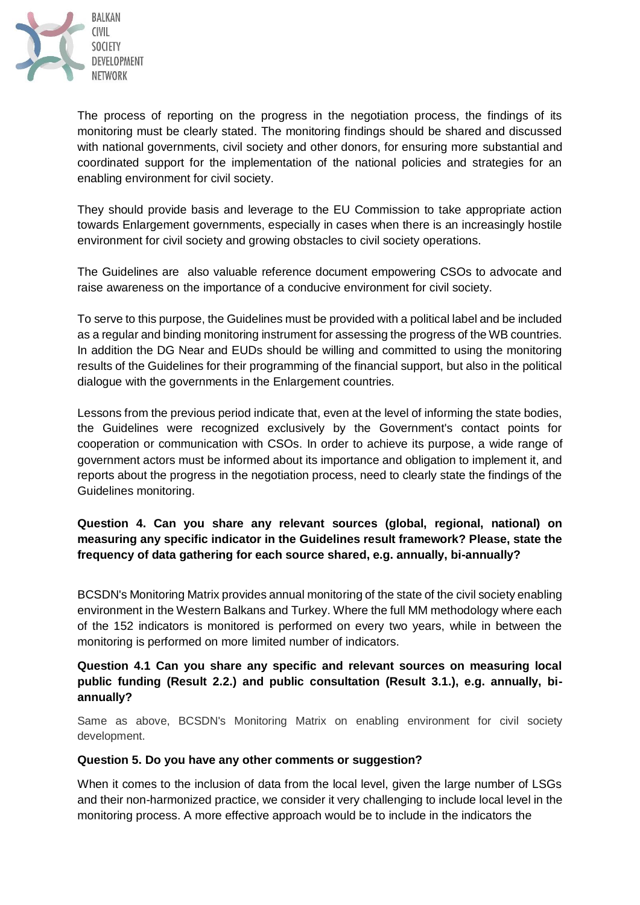The process of reporting on the progress in the negotiation process, the findings of its monitoring must be clearly stated. The monitoring findings should be shared and discussed with national governments, civil society and other donors, for ensuring more substantial and coordinated support for the implementation of the national policies and strategies for an enabling environment for civil society.

They should provide basis and leverage to the EU Commission to take appropriate action towards Enlargement governments, especially in cases when there is an increasingly hostile environment for civil society and growing obstacles to civil society operations.

The Guidelines are also valuable reference document empowering CSOs to advocate and raise awareness on the importance of a conducive environment for civil society.

To serve to this purpose, the Guidelines must be provided with a political label and be included as a regular and binding monitoring instrument for assessing the progress of the WB countries. In addition the DG Near and EUDs should be willing and committed to using the monitoring results of the Guidelines for their programming of the financial support, but also in the political dialogue with the governments in the Enlargement countries.

Lessons from the previous period indicate that, even at the level of informing the state bodies, the Guidelines were recognized exclusively by the Government's contact points for cooperation or communication with CSOs. In order to achieve its purpose, a wide range of government actors must be informed about its importance and obligation to implement it, and reports about the progress in the negotiation process, need to clearly state the findings of the Guidelines monitoring.

**Question 4. Can you share any relevant sources (global, regional, national) on measuring any specific indicator in the Guidelines result framework? Please, state the frequency of data gathering for each source shared, e.g. annually, bi-annually?**

BCSDN's Monitoring Matrix provides annual monitoring of the state of the civil society enabling environment in the Western Balkans and Turkey. Where the full MM methodology where each of the 152 indicators is monitored is performed on every two years, while in between the monitoring is performed on more limited number of indicators.

**Question 4.1 Can you share any specific and relevant sources on measuring local public funding (Result 2.2.) and public consultation (Result 3.1.), e.g. annually, bi-annually?**

Same as above, BCSDN's Monitoring Matrix on enabling environment for civil society development.

**Question 5. Do you have any other comments or suggestion?**

When it comes to the inclusion of data from the local level, given the large number of LSGs and their non-harmonized practice, we consider it very challenging to include local level in the monitoring process. A more effective approach would be to include in the indicators the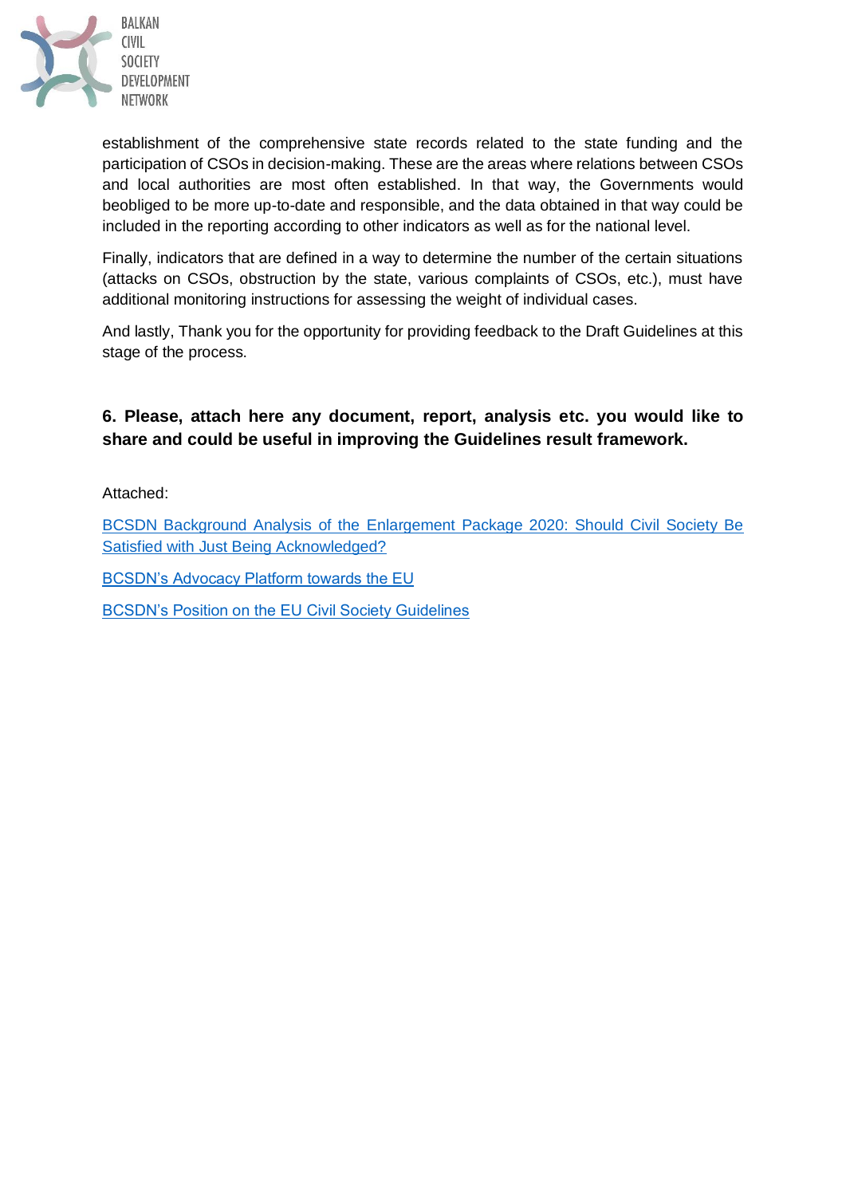establishment of the comprehensive state records related to the state funding and the participation of CSOs in decision-making. These are the areas where relations between CSOs and local authorities are most often established. In that way, the Governments would beobliged to be more up-to-date and responsible, and the data obtained in that way could be included in the reporting according to other indicators as well as for the national level.

Finally, indicators that are defined in a way to determine the number of the certain situations (attacks on CSOs, obstruction by the state, various complaints of CSOs, etc.), must have additional monitoring instructions for assessing the weight of individual cases.

And lastly, Thank you for the opportunity for providing feedback to the Draft Guidelines at this stage of the process.

### 6. Please, attach here any document, report, analysis etc. you would like to share and could be useful in improving the Guidelines result framework.

Attached:

BCSDN Background Analysis of the Enlargement Package 2020: Should Civil Society Be Satisfied with Just Being Acknowledged?

BCSDN's Advocacy Platform towards the EU

BCSDN's Position on the EU Civil Society Guidelines